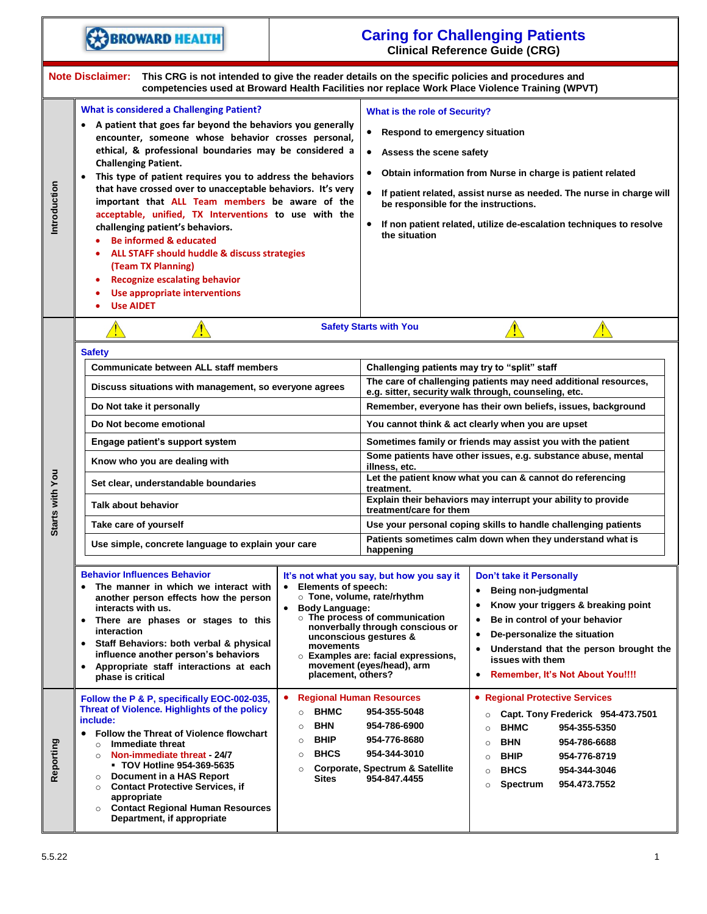BROWARD HEALTH

# Caring for Challenging Patients

## Clinical Reference Guide (CRG)

**Note Disclaimer:** **This CRG is not intended to give the reader details on the specific policies and procedures and competencies used at Broward Health Facilities nor replace Work Place Violence Training (WPVT)**

## Introduction

### What is considered a Challenging Patient?

- **A patient that goes far beyond the behaviors you generally encounter, someone whose behavior crosses personal, ethical, & professional boundaries may be considered a Challenging Patient.**
- **This type of patient requires you to address the behaviors that have crossed over to unacceptable behaviors. It's very important that ALL Team members be aware of the acceptable, unified, TX Interventions to use with the challenging patient's behaviors.**
  - **Be informed & educated**
  - **ALL STAFF should huddle & discuss strategies (Team TX Planning)**
  - **Recognize escalating behavior**
  - **Use appropriate interventions**
  - **Use AIDET**

### What is the role of Security?

- **Respond to emergency situation**
- **Assess the scene safety**
- **Obtain information from Nurse in charge is patient related**
- **If patient related, assist nurse as needed. The nurse in charge will be responsible for the instructions.**
- **If non patient related, utilize de-escalation techniques to resolve the situation**

## Starts with You

### Safety Starts with You

#### Safety

| | |
|---|---|
| **Communicate between ALL staff members** | **Challenging patients may try to "split" staff** |
| **Discuss situations with management, so everyone agrees** | **The care of challenging patients may need additional resources, e.g. sitter, security walk through, counseling, etc.** |
| **Do Not take it personally** | **Remember, everyone has their own beliefs, issues, background** |
| **Do Not become emotional** | **You cannot think & act clearly when you are upset** |
| **Engage patient's support system** | **Sometimes family or friends may assist you with the patient** |
| **Know who you are dealing with** | **Some patients have other issues, e.g. substance abuse, mental illness, etc.** |
| **Set clear, understandable boundaries** | **Let the patient know what you can & cannot do referencing treatment.** |
| **Talk about behavior** | **Explain their behaviors may interrupt your ability to provide treatment/care for them** |
| **Take care of yourself** | **Use your personal coping skills to handle challenging patients** |
| **Use simple, concrete language to explain your care** | **Patients sometimes calm down when they understand what is happening** |

### Behavior Influences Behavior

- **The manner in which we interact with another person effects how the person interacts with us.**
- **There are phases or stages to this interaction**
- **Staff Behaviors: both verbal & physical influence another person's behaviors**
- **Appropriate staff interactions at each phase is critical**

### It's not what you say, but how you say it

- **Elements of speech:**
  - **Tone, volume, rate/rhythm**
- **Body Language:**
  - **The process of communication nonverbally through conscious or unconscious gestures & movements**
  - **Examples are: facial expressions, movement (eyes/head), arm placement, others?**

### Don't take it Personally

- **Being non-judgmental**
- **Know your triggers & breaking point**
- **Be in control of your behavior**
- **De-personalize the situation**
- **Understand that the person brought the issues with them**
- **Remember, It's Not About You!!!!**

## Reporting

### Follow the P & P, specifically EOC-002-035, Threat of Violence. Highlights of the policy include:

- **Follow the Threat of Violence flowchart**
  - **Immediate threat**
  - **Non-immediate threat - 24/7**
    - **TOV Hotline 954-369-5635**
  - **Document in a HAS Report**
  - **Contact Protective Services, if appropriate**
  - **Contact Regional Human Resources Department, if appropriate**

### Regional Human Resources

- **BHMC 954-355-5048**
- **BHN 954-786-6900**
- **BHIP 954-776-8680**
- **BHCS 954-344-3010**
- **Corporate, Spectrum & Satellite Sites 954-847.4455**

### Regional Protective Services

- **Capt. Tony Frederick 954-473.7501**
- **BHMC 954-355-5350**
- **BHN 954-786-6688**
- **BHIP 954-776-8719**
- **BHCS 954-344-3046**
- **Spectrum 954.473.7552**

5.5.22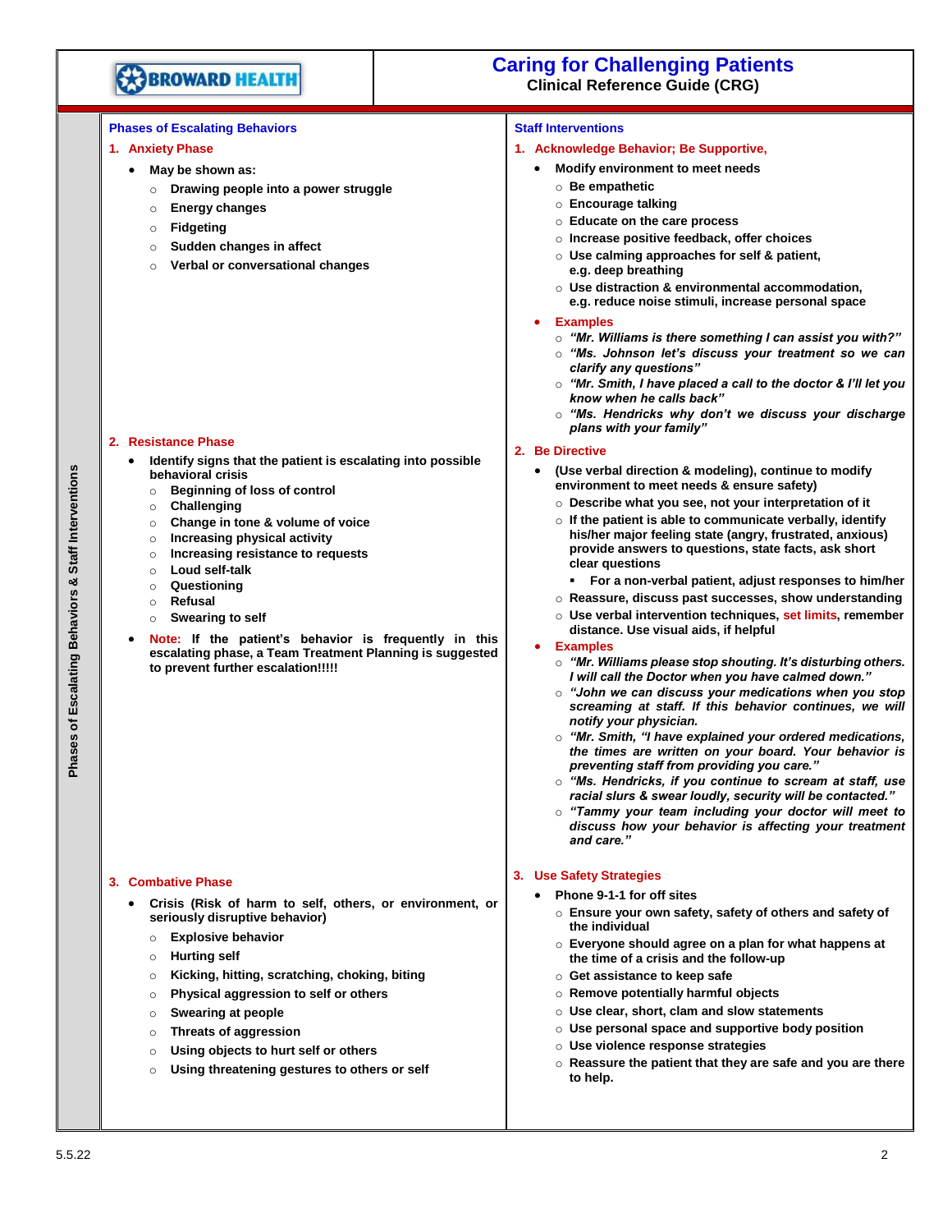# Caring for Challenging Patients

**Clinical Reference Guide (CRG)**

**Phases of Escalating Behaviors & Staff Interventions**

## Phases of Escalating Behaviors

### 1. Anxiety Phase

- May be shown as:
  - Drawing people into a power struggle
  - Energy changes
  - Fidgeting
  - Sudden changes in affect
  - Verbal or conversational changes

### 2. Resistance Phase

- Identify signs that the patient is escalating into possible behavioral crisis
  - Beginning of loss of control
  - Challenging
  - Change in tone & volume of voice
  - Increasing physical activity
  - Increasing resistance to requests
  - Loud self-talk
  - Questioning
  - Refusal
  - Swearing to self
- **Note:** If the patient's behavior is frequently in this escalating phase, a Team Treatment Planning is suggested to prevent further escalation!!!!!

### 3. Combative Phase

- Crisis (Risk of harm to self, others, or environment, or seriously disruptive behavior)
  - Explosive behavior
  - Hurting self
  - Kicking, hitting, scratching, choking, biting
  - Physical aggression to self or others
  - Swearing at people
  - Threats of aggression
  - Using objects to hurt self or others
  - Using threatening gestures to others or self

## Staff Interventions

### 1. Acknowledge Behavior; Be Supportive,

- Modify environment to meet needs
  - Be empathetic
  - Encourage talking
  - Educate on the care process
  - Increase positive feedback, offer choices
  - Use calming approaches for self & patient, e.g. deep breathing
  - Use distraction & environmental accommodation, e.g. reduce noise stimuli, increase personal space
- **Examples**
  - *"Mr. Williams is there something I can assist you with?"*
  - *"Ms. Johnson let's discuss your treatment so we can clarify any questions"*
  - *"Mr. Smith, I have placed a call to the doctor & I'll let you know when he calls back"*
  - *"Ms. Hendricks why don't we discuss your discharge plans with your family"*

### 2. Be Directive

- (Use verbal direction & modeling), continue to modify environment to meet needs & ensure safety)
  - Describe what you see, not your interpretation of it
  - If the patient is able to communicate verbally, identify his/her major feeling state (angry, frustrated, anxious) provide answers to questions, state facts, ask short clear questions
    - For a non-verbal patient, adjust responses to him/her
  - Reassure, discuss past successes, show understanding
  - Use verbal intervention techniques, set limits, remember distance. Use visual aids, if helpful
- **Examples**
  - *"Mr. Williams please stop shouting. It's disturbing others. I will call the Doctor when you have calmed down."*
  - *"John we can discuss your medications when you stop screaming at staff. If this behavior continues, we will notify your physician.*
  - *"Mr. Smith, "I have explained your ordered medications, the times are written on your board. Your behavior is preventing staff from providing you care."*
  - *"Ms. Hendricks, if you continue to scream at staff, use racial slurs & swear loudly, security will be contacted."*
  - *"Tammy your team including your doctor will meet to discuss how your behavior is affecting your treatment and care."*

### 3. Use Safety Strategies

- Phone 9-1-1 for off sites
  - Ensure your own safety, safety of others and safety of the individual
  - Everyone should agree on a plan for what happens at the time of a crisis and the follow-up
  - Get assistance to keep safe
  - Remove potentially harmful objects
  - Use clear, short, clam and slow statements
  - Use personal space and supportive body position
  - Use violence response strategies
  - Reassure the patient that they are safe and you are there to help.

5.5.22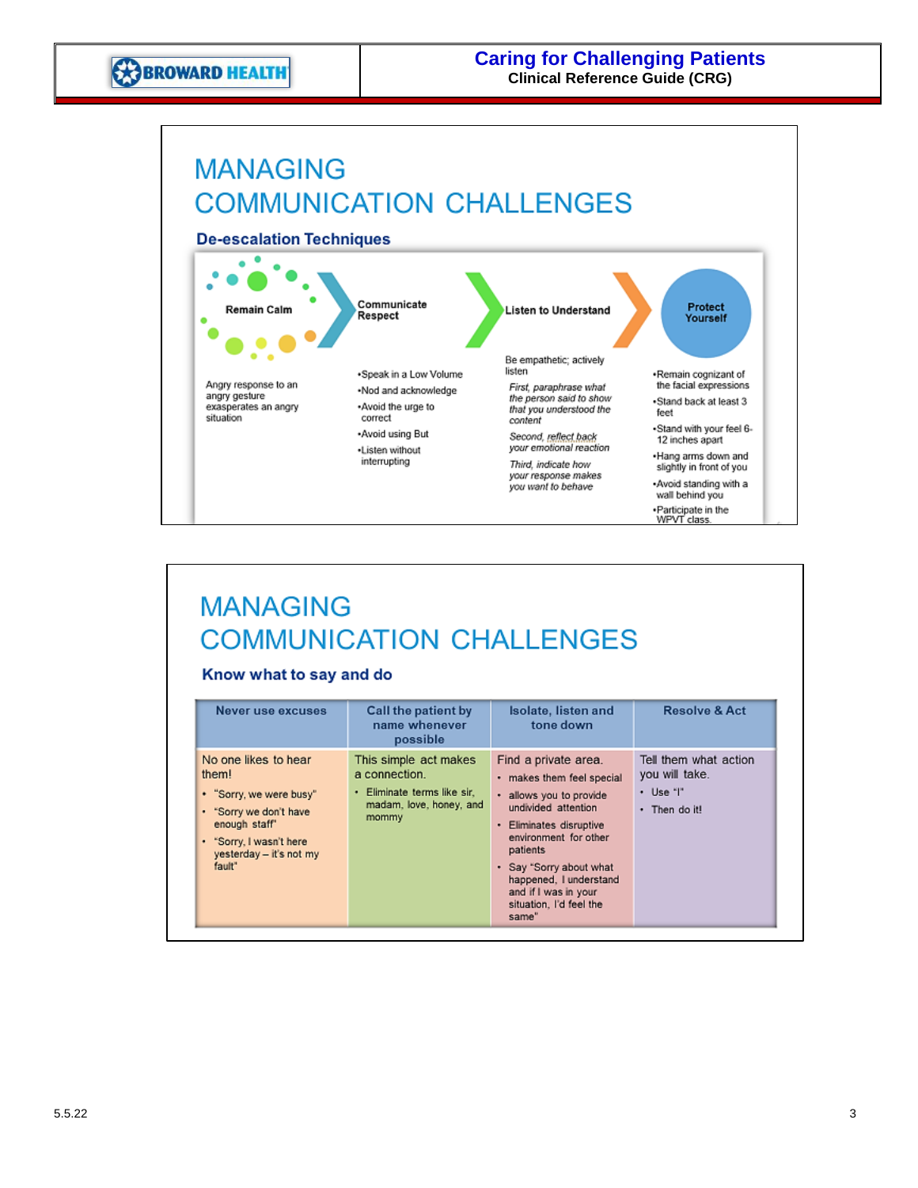## MANAGING COMMUNICATION CHALLENGES

### De-escalation Techniques

**Remain Calm**

Angry response to an angry gesture exasperates an angry situation

**Communicate Respect**

- •Speak in a Low Volume
- •Nod and acknowledge
- •Avoid the urge to correct
- •Avoid using But
- •Listen without interrupting

**Listen to Understand**

Be empathetic; actively listen

*First, paraphrase what the person said to show that you understood the content*

*Second, reflect back your emotional reaction*

*Third, indicate how your response makes you want to behave*

**Protect Yourself**

- •Remain cognizant of the facial expressions
- •Stand back at least 3 feet
- •Stand with your feel 6-12 inches apart
- •Hang arms down and slightly in front of you
- •Avoid standing with a wall behind you
- •Participate in the WPVT class.

## MANAGING COMMUNICATION CHALLENGES

### Know what to say and do

| Never use excuses | Call the patient by name whenever possible | Isolate, listen and tone down | Resolve & Act |
|---|---|---|---|
| No one likes to hear them!<br>• "Sorry, we were busy"<br>• "Sorry we don't have enough staff"<br>• "Sorry, I wasn't here yesterday – it's not my fault" | This simple act makes a connection.<br>• Eliminate terms like sir, madam, love, honey, and mommy | Find a private area.<br>• makes them feel special<br>• allows you to provide undivided attention<br>• Eliminates disruptive environment for other patients<br>• Say "Sorry about what happened, I understand and if I was in your situation, I'd feel the same" | Tell them what action you will take.<br>• Use "I"<br>• Then do it! |